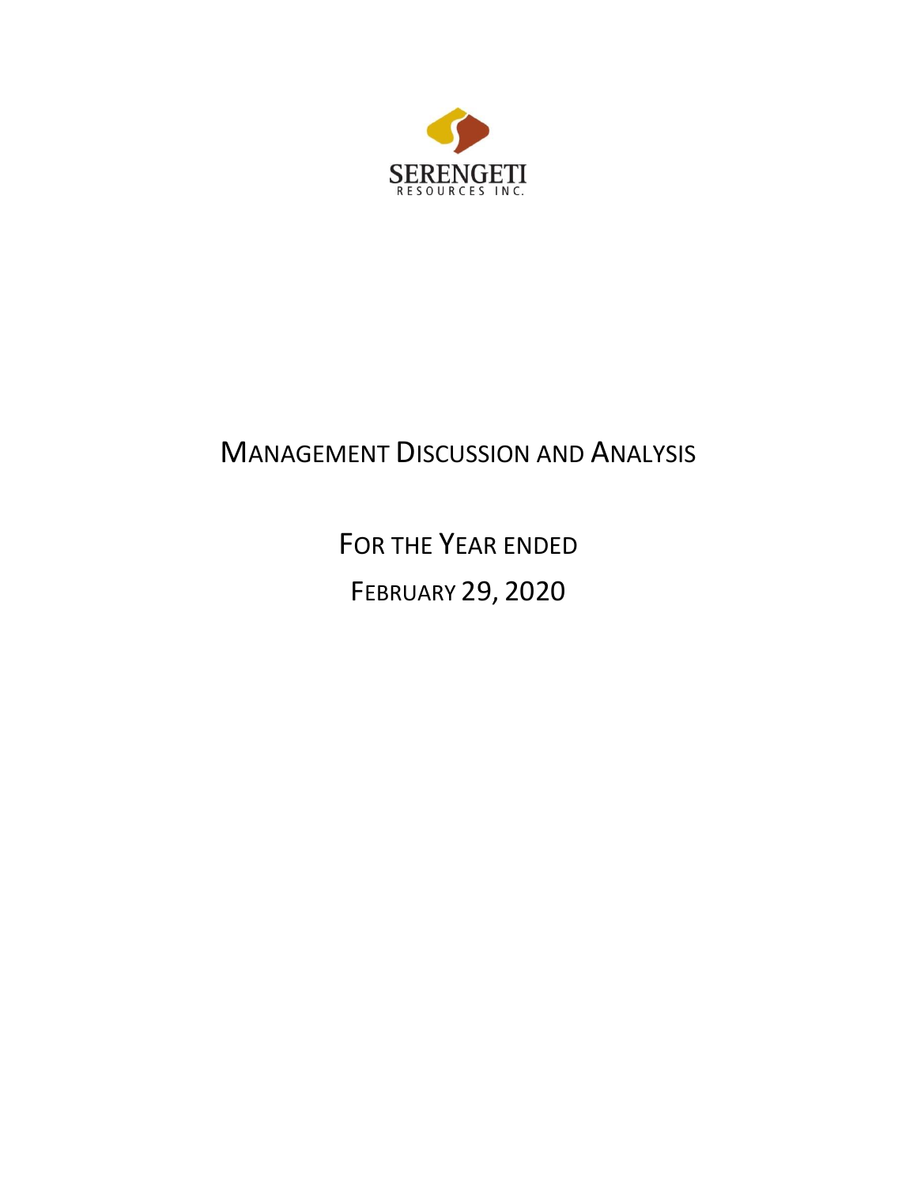SERENGETI
RESOURCES INC.

# MANAGEMENT DISCUSSION AND ANALYSIS

## FOR THE YEAR ENDED

## FEBRUARY 29, 2020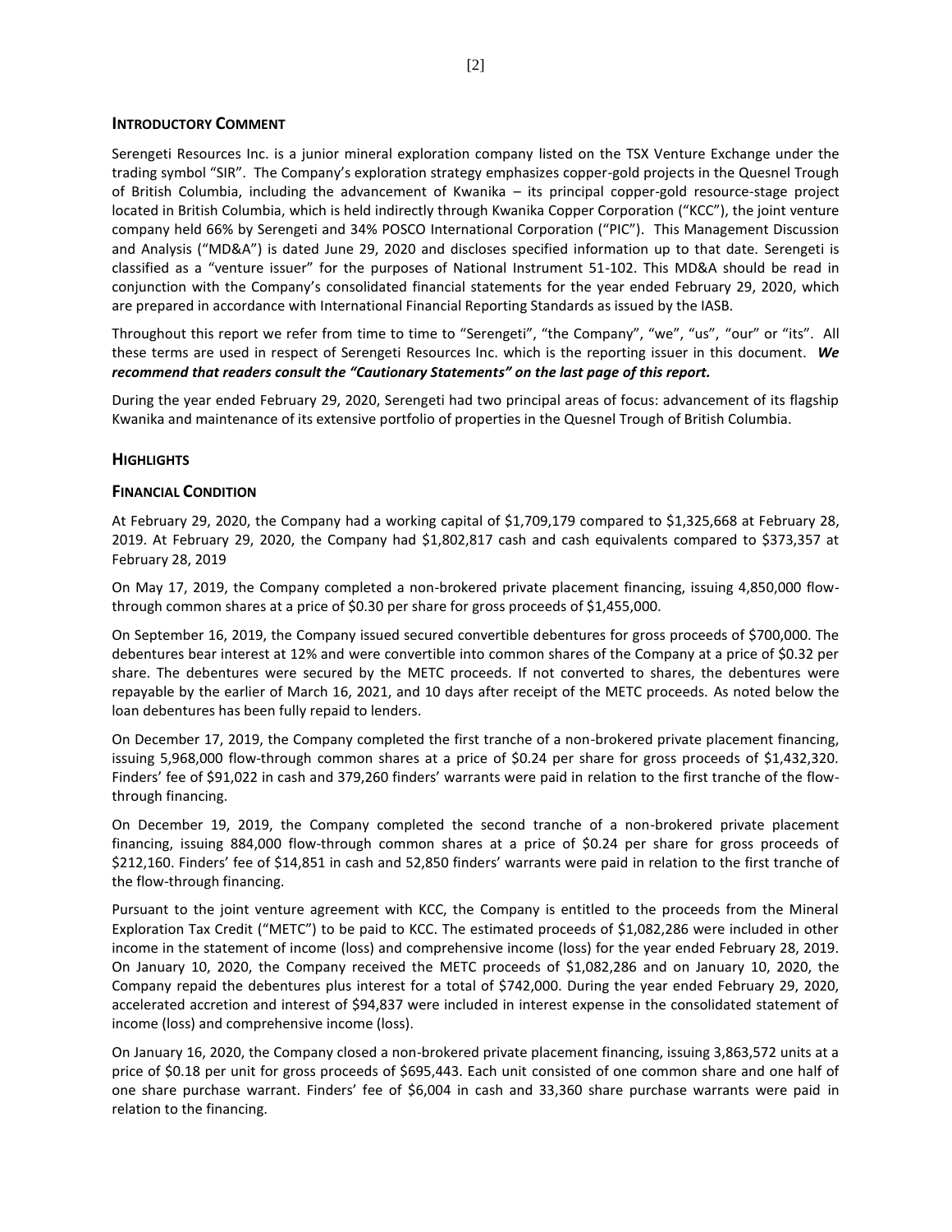## INTRODUCTORY COMMENT

Serengeti Resources Inc. is a junior mineral exploration company listed on the TSX Venture Exchange under the trading symbol "SIR". The Company's exploration strategy emphasizes copper-gold projects in the Quesnel Trough of British Columbia, including the advancement of Kwanika – its principal copper-gold resource-stage project located in British Columbia, which is held indirectly through Kwanika Copper Corporation ("KCC"), the joint venture company held 66% by Serengeti and 34% POSCO International Corporation ("PIC"). This Management Discussion and Analysis ("MD&A") is dated June 29, 2020 and discloses specified information up to that date. Serengeti is classified as a "venture issuer" for the purposes of National Instrument 51-102. This MD&A should be read in conjunction with the Company's consolidated financial statements for the year ended February 29, 2020, which are prepared in accordance with International Financial Reporting Standards as issued by the IASB.

Throughout this report we refer from time to time to "Serengeti", "the Company", "we", "us", "our" or "its". All these terms are used in respect of Serengeti Resources Inc. which is the reporting issuer in this document. ***We recommend that readers consult the "Cautionary Statements" on the last page of this report.***

During the year ended February 29, 2020, Serengeti had two principal areas of focus: advancement of its flagship Kwanika and maintenance of its extensive portfolio of properties in the Quesnel Trough of British Columbia.

## HIGHLIGHTS

## FINANCIAL CONDITION

At February 29, 2020, the Company had a working capital of $1,709,179 compared to $1,325,668 at February 28, 2019. At February 29, 2020, the Company had $1,802,817 cash and cash equivalents compared to $373,357 at February 28, 2019

On May 17, 2019, the Company completed a non-brokered private placement financing, issuing 4,850,000 flow-through common shares at a price of $0.30 per share for gross proceeds of $1,455,000.

On September 16, 2019, the Company issued secured convertible debentures for gross proceeds of $700,000. The debentures bear interest at 12% and were convertible into common shares of the Company at a price of $0.32 per share. The debentures were secured by the METC proceeds. If not converted to shares, the debentures were repayable by the earlier of March 16, 2021, and 10 days after receipt of the METC proceeds. As noted below the loan debentures has been fully repaid to lenders.

On December 17, 2019, the Company completed the first tranche of a non-brokered private placement financing, issuing 5,968,000 flow-through common shares at a price of $0.24 per share for gross proceeds of $1,432,320. Finders' fee of $91,022 in cash and 379,260 finders' warrants were paid in relation to the first tranche of the flow-through financing.

On December 19, 2019, the Company completed the second tranche of a non-brokered private placement financing, issuing 884,000 flow-through common shares at a price of $0.24 per share for gross proceeds of $212,160. Finders' fee of $14,851 in cash and 52,850 finders' warrants were paid in relation to the first tranche of the flow-through financing.

Pursuant to the joint venture agreement with KCC, the Company is entitled to the proceeds from the Mineral Exploration Tax Credit ("METC") to be paid to KCC. The estimated proceeds of $1,082,286 were included in other income in the statement of income (loss) and comprehensive income (loss) for the year ended February 28, 2019. On January 10, 2020, the Company received the METC proceeds of $1,082,286 and on January 10, 2020, the Company repaid the debentures plus interest for a total of $742,000. During the year ended February 29, 2020, accelerated accretion and interest of $94,837 were included in interest expense in the consolidated statement of income (loss) and comprehensive income (loss).

On January 16, 2020, the Company closed a non-brokered private placement financing, issuing 3,863,572 units at a price of $0.18 per unit for gross proceeds of $695,443. Each unit consisted of one common share and one half of one share purchase warrant. Finders' fee of $6,004 in cash and 33,360 share purchase warrants were paid in relation to the financing.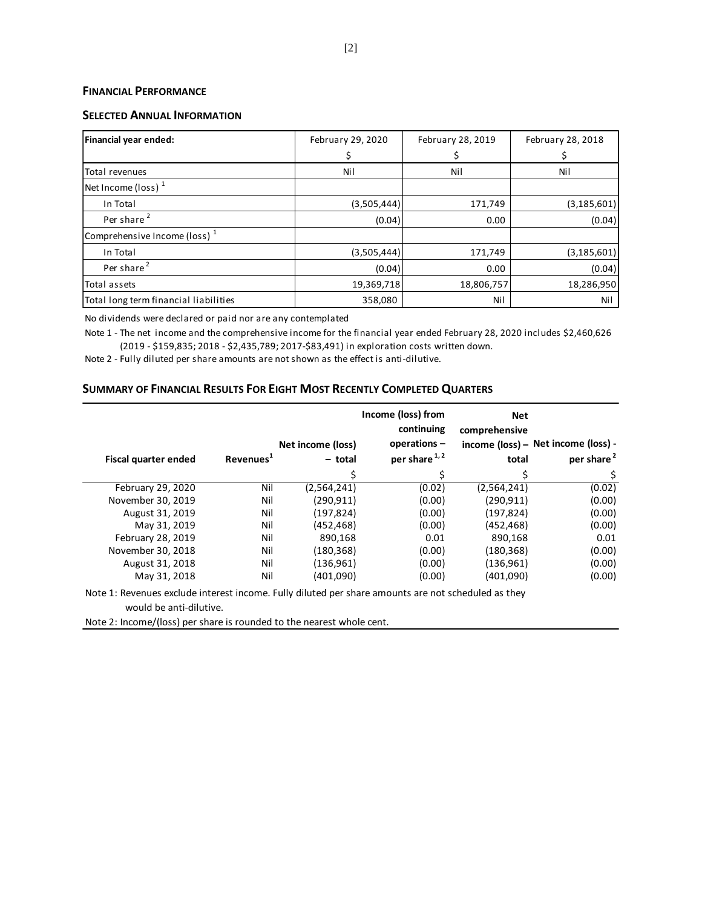## FINANCIAL PERFORMANCE

### SELECTED ANNUAL INFORMATION

| Financial year ended: | February 29, 2020<br>$ | February 28, 2019<br>$ | February 28, 2018<br>$ |
|---|---|---|---|
| Total revenues | Nil | Nil | Nil |
| Net Income (loss) [1] | | | |
| In Total | (3,505,444) | 171,749 | (3,185,601) |
| Per share [2] | (0.04) | 0.00 | (0.04) |
| Comprehensive Income (loss) [1] | | | |
| In Total | (3,505,444) | 171,749 | (3,185,601) |
| Per share [2] | (0.04) | 0.00 | (0.04) |
| Total assets | 19,369,718 | 18,806,757 | 18,286,950 |
| Total long term financial liabilities | 358,080 | Nil | Nil |

No dividends were declared or paid nor are any contemplated

Note 1 - The net income and the comprehensive income for the financial year ended February 28, 2020 includes $2,460,626 (2019 - $159,835; 2018 - $2,435,789; 2017-$83,491) in exploration costs written down.

Note 2 - Fully diluted per share amounts are not shown as the effect is anti-dilutive.

### SUMMARY OF FINANCIAL RESULTS FOR EIGHT MOST RECENTLY COMPLETED QUARTERS

| Fiscal quarter ended | Revenues[1] | Net income (loss) – total | Income (loss) from continuing operations – per share [1, 2] | Net comprehensive income (loss) – total | Net income (loss) - per share [2] |
|---|---|---|---|---|---|
| | | $ | $ | $ | $ |
| February 29, 2020 | Nil | (2,564,241) | (0.02) | (2,564,241) | (0.02) |
| November 30, 2019 | Nil | (290,911) | (0.00) | (290,911) | (0.00) |
| August 31, 2019 | Nil | (197,824) | (0.00) | (197,824) | (0.00) |
| May 31, 2019 | Nil | (452,468) | (0.00) | (452,468) | (0.00) |
| February 28, 2019 | Nil | 890,168 | 0.01 | 890,168 | 0.01 |
| November 30, 2018 | Nil | (180,368) | (0.00) | (180,368) | (0.00) |
| August 31, 2018 | Nil | (136,961) | (0.00) | (136,961) | (0.00) |
| May 31, 2018 | Nil | (401,090) | (0.00) | (401,090) | (0.00) |

Note 1: Revenues exclude interest income. Fully diluted per share amounts are not scheduled as they would be anti-dilutive.

Note 2: Income/(loss) per share is rounded to the nearest whole cent.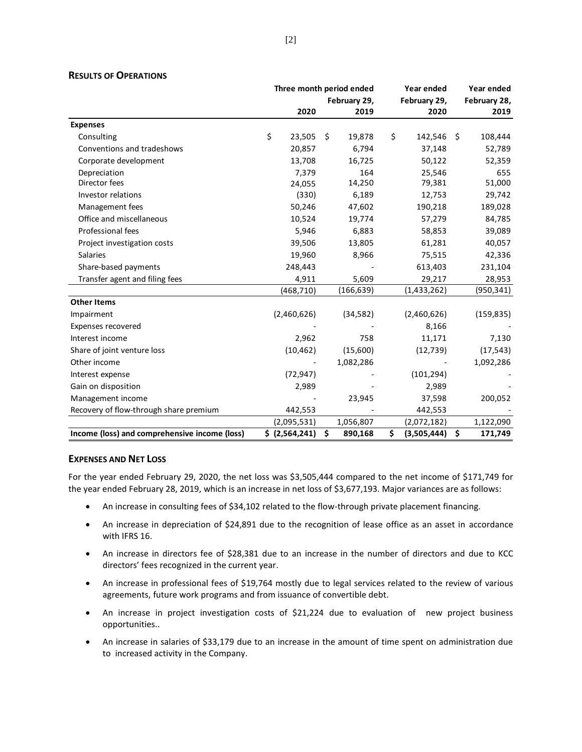## RESULTS OF OPERATIONS

| | Three month period ended | February 29, | Year ended February 29, | Year ended February 28, |
|---|---|---|---|---|
| | 2020 | 2019 | 2020 | 2019 |
| **Expenses** | | | | |
| Consulting | $ 23,505 | $ 19,878 | $ 142,546 | $ 108,444 |
| Conventions and tradeshows | 20,857 | 6,794 | 37,148 | 52,789 |
| Corporate development | 13,708 | 16,725 | 50,122 | 52,359 |
| Depreciation | 7,379 | 164 | 25,546 | 655 |
| Director fees | 24,055 | 14,250 | 79,381 | 51,000 |
| Investor relations | (330) | 6,189 | 12,753 | 29,742 |
| Management fees | 50,246 | 47,602 | 190,218 | 189,028 |
| Office and miscellaneous | 10,524 | 19,774 | 57,279 | 84,785 |
| Professional fees | 5,946 | 6,883 | 58,853 | 39,089 |
| Project investigation costs | 39,506 | 13,805 | 61,281 | 40,057 |
| Salaries | 19,960 | 8,966 | 75,515 | 42,336 |
| Share-based payments | 248,443 | - | 613,403 | 231,104 |
| Transfer agent and filing fees | 4,911 | 5,609 | 29,217 | 28,953 |
| | (468,710) | (166,639) | (1,433,262) | (950,341) |
| **Other Items** | | | | |
| Impairment | (2,460,626) | (34,582) | (2,460,626) | (159,835) |
| Expenses recovered | - | - | 8,166 | - |
| Interest income | 2,962 | 758 | 11,171 | 7,130 |
| Share of joint venture loss | (10,462) | (15,600) | (12,739) | (17,543) |
| Other income | - | 1,082,286 | - | 1,092,286 |
| Interest expense | (72,947) | - | (101,294) | - |
| Gain on disposition | 2,989 | - | 2,989 | - |
| Management income | - | 23,945 | 37,598 | 200,052 |
| Recovery of flow-through share premium | 442,553 | - | 442,553 | - |
| | (2,095,531) | 1,056,807 | (2,072,182) | 1,122,090 |
| **Income (loss) and comprehensive income (loss)** | **$ (2,564,241)** | **$ 890,168** | **$ (3,505,444)** | **$ 171,749** |

## EXPENSES AND NET LOSS

For the year ended February 29, 2020, the net loss was $3,505,444 compared to the net income of $171,749 for the year ended February 28, 2019, which is an increase in net loss of $3,677,193. Major variances are as follows:

- An increase in consulting fees of $34,102 related to the flow-through private placement financing.
- An increase in depreciation of $24,891 due to the recognition of lease office as an asset in accordance with IFRS 16.
- An increase in directors fee of $28,381 due to an increase in the number of directors and due to KCC directors' fees recognized in the current year.
- An increase in professional fees of $19,764 mostly due to legal services related to the review of various agreements, future work programs and from issuance of convertible debt.
- An increase in project investigation costs of $21,224 due to evaluation of new project business opportunities..
- An increase in salaries of $33,179 due to an increase in the amount of time spent on administration due to increased activity in the Company.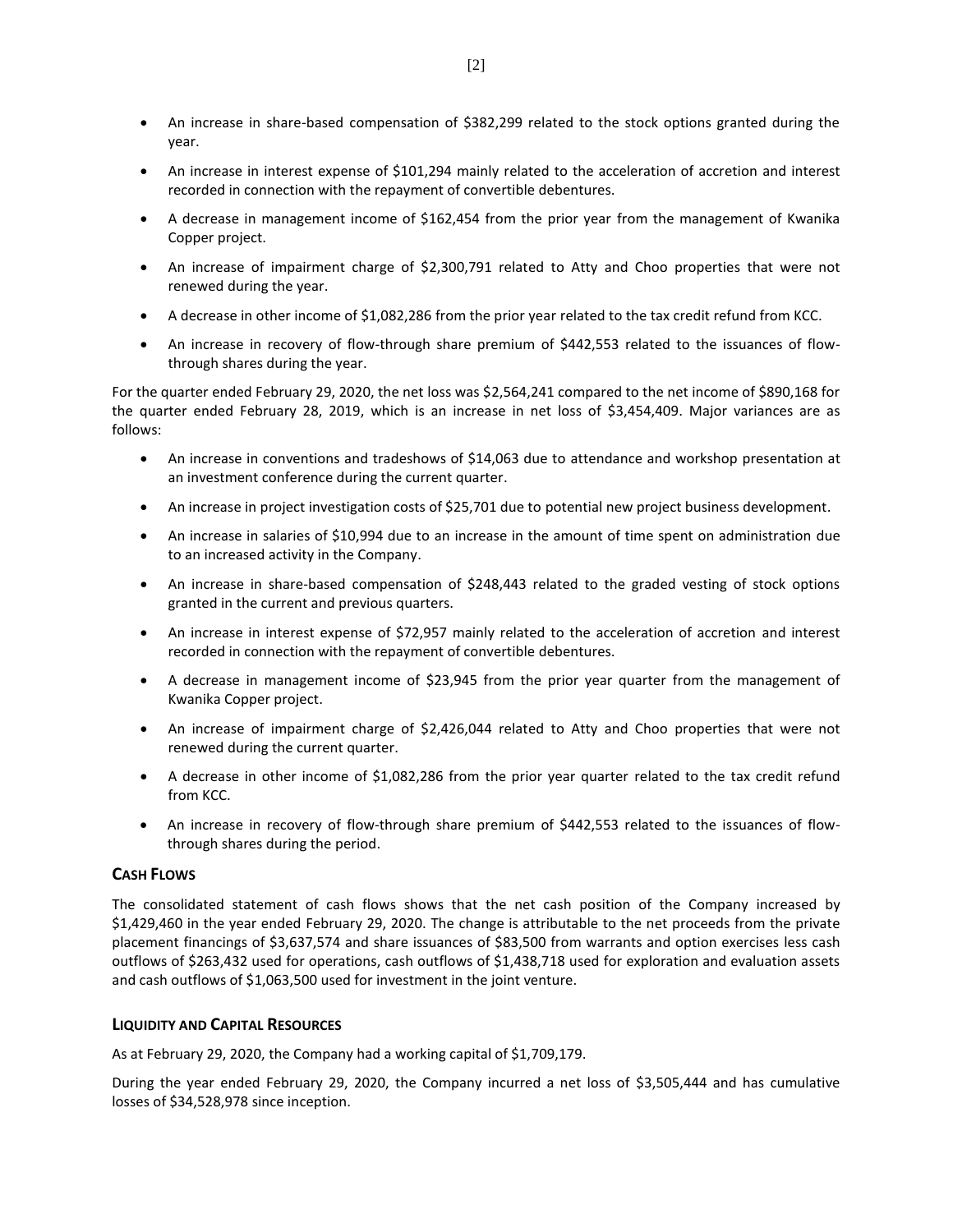- An increase in share-based compensation of $382,299 related to the stock options granted during the year.
- An increase in interest expense of $101,294 mainly related to the acceleration of accretion and interest recorded in connection with the repayment of convertible debentures.
- A decrease in management income of $162,454 from the prior year from the management of Kwanika Copper project.
- An increase of impairment charge of $2,300,791 related to Atty and Choo properties that were not renewed during the year.
- A decrease in other income of $1,082,286 from the prior year related to the tax credit refund from KCC.
- An increase in recovery of flow-through share premium of $442,553 related to the issuances of flow-through shares during the year.

For the quarter ended February 29, 2020, the net loss was $2,564,241 compared to the net income of $890,168 for the quarter ended February 28, 2019, which is an increase in net loss of $3,454,409. Major variances are as follows:

- An increase in conventions and tradeshows of $14,063 due to attendance and workshop presentation at an investment conference during the current quarter.
- An increase in project investigation costs of $25,701 due to potential new project business development.
- An increase in salaries of $10,994 due to an increase in the amount of time spent on administration due to an increased activity in the Company.
- An increase in share-based compensation of $248,443 related to the graded vesting of stock options granted in the current and previous quarters.
- An increase in interest expense of $72,957 mainly related to the acceleration of accretion and interest recorded in connection with the repayment of convertible debentures.
- A decrease in management income of $23,945 from the prior year quarter from the management of Kwanika Copper project.
- An increase of impairment charge of $2,426,044 related to Atty and Choo properties that were not renewed during the current quarter.
- A decrease in other income of $1,082,286 from the prior year quarter related to the tax credit refund from KCC.
- An increase in recovery of flow-through share premium of $442,553 related to the issuances of flow-through shares during the period.

## Cash Flows

The consolidated statement of cash flows shows that the net cash position of the Company increased by $1,429,460 in the year ended February 29, 2020. The change is attributable to the net proceeds from the private placement financings of $3,637,574 and share issuances of $83,500 from warrants and option exercises less cash outflows of $263,432 used for operations, cash outflows of $1,438,718 used for exploration and evaluation assets and cash outflows of $1,063,500 used for investment in the joint venture.

## Liquidity and Capital Resources

As at February 29, 2020, the Company had a working capital of $1,709,179.

During the year ended February 29, 2020, the Company incurred a net loss of $3,505,444 and has cumulative losses of $34,528,978 since inception.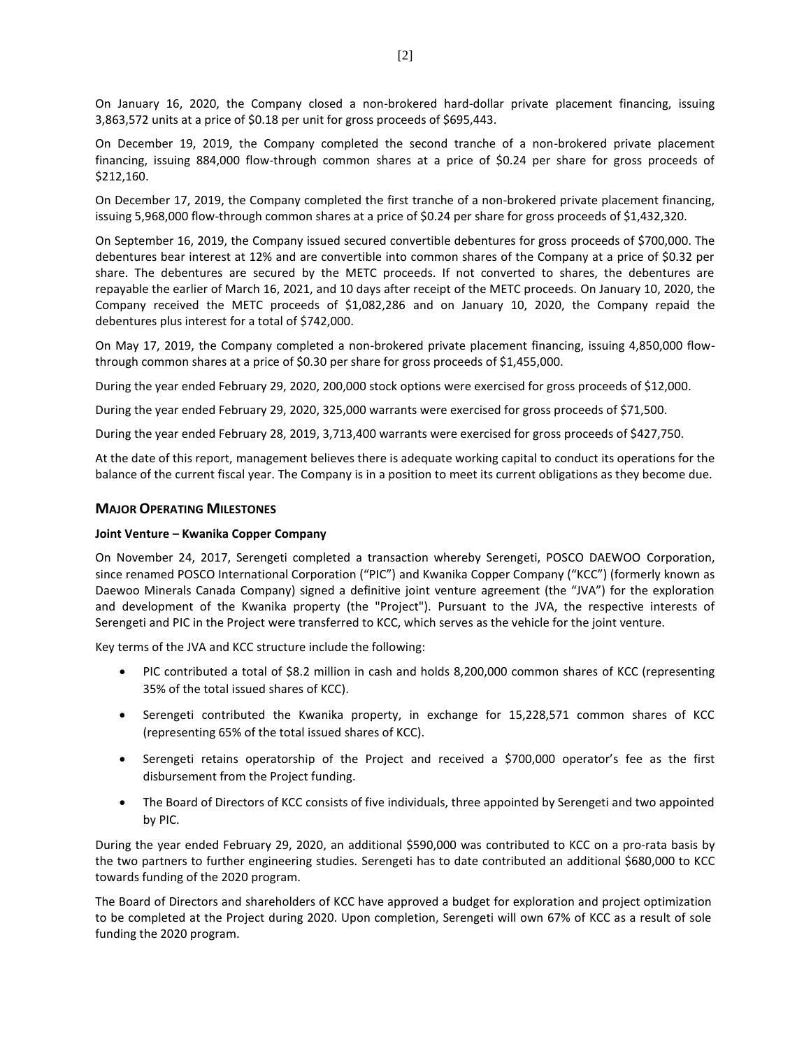On January 16, 2020, the Company closed a non-brokered hard-dollar private placement financing, issuing 3,863,572 units at a price of $0.18 per unit for gross proceeds of $695,443.

On December 19, 2019, the Company completed the second tranche of a non-brokered private placement financing, issuing 884,000 flow-through common shares at a price of $0.24 per share for gross proceeds of $212,160.

On December 17, 2019, the Company completed the first tranche of a non-brokered private placement financing, issuing 5,968,000 flow-through common shares at a price of $0.24 per share for gross proceeds of $1,432,320.

On September 16, 2019, the Company issued secured convertible debentures for gross proceeds of $700,000. The debentures bear interest at 12% and are convertible into common shares of the Company at a price of $0.32 per share. The debentures are secured by the METC proceeds. If not converted to shares, the debentures are repayable the earlier of March 16, 2021, and 10 days after receipt of the METC proceeds. On January 10, 2020, the Company received the METC proceeds of $1,082,286 and on January 10, 2020, the Company repaid the debentures plus interest for a total of $742,000.

On May 17, 2019, the Company completed a non-brokered private placement financing, issuing 4,850,000 flow-through common shares at a price of $0.30 per share for gross proceeds of $1,455,000.

During the year ended February 29, 2020, 200,000 stock options were exercised for gross proceeds of $12,000.

During the year ended February 29, 2020, 325,000 warrants were exercised for gross proceeds of $71,500.

During the year ended February 28, 2019, 3,713,400 warrants were exercised for gross proceeds of $427,750.

At the date of this report, management believes there is adequate working capital to conduct its operations for the balance of the current fiscal year. The Company is in a position to meet its current obligations as they become due.

## MAJOR OPERATING MILESTONES

**Joint Venture – Kwanika Copper Company**

On November 24, 2017, Serengeti completed a transaction whereby Serengeti, POSCO DAEWOO Corporation, since renamed POSCO International Corporation ("PIC") and Kwanika Copper Company ("KCC") (formerly known as Daewoo Minerals Canada Company) signed a definitive joint venture agreement (the "JVA") for the exploration and development of the Kwanika property (the "Project"). Pursuant to the JVA, the respective interests of Serengeti and PIC in the Project were transferred to KCC, which serves as the vehicle for the joint venture.

Key terms of the JVA and KCC structure include the following:

- PIC contributed a total of $8.2 million in cash and holds 8,200,000 common shares of KCC (representing 35% of the total issued shares of KCC).
- Serengeti contributed the Kwanika property, in exchange for 15,228,571 common shares of KCC (representing 65% of the total issued shares of KCC).
- Serengeti retains operatorship of the Project and received a $700,000 operator's fee as the first disbursement from the Project funding.
- The Board of Directors of KCC consists of five individuals, three appointed by Serengeti and two appointed by PIC.

During the year ended February 29, 2020, an additional $590,000 was contributed to KCC on a pro-rata basis by the two partners to further engineering studies. Serengeti has to date contributed an additional $680,000 to KCC towards funding of the 2020 program.

The Board of Directors and shareholders of KCC have approved a budget for exploration and project optimization to be completed at the Project during 2020. Upon completion, Serengeti will own 67% of KCC as a result of sole funding the 2020 program.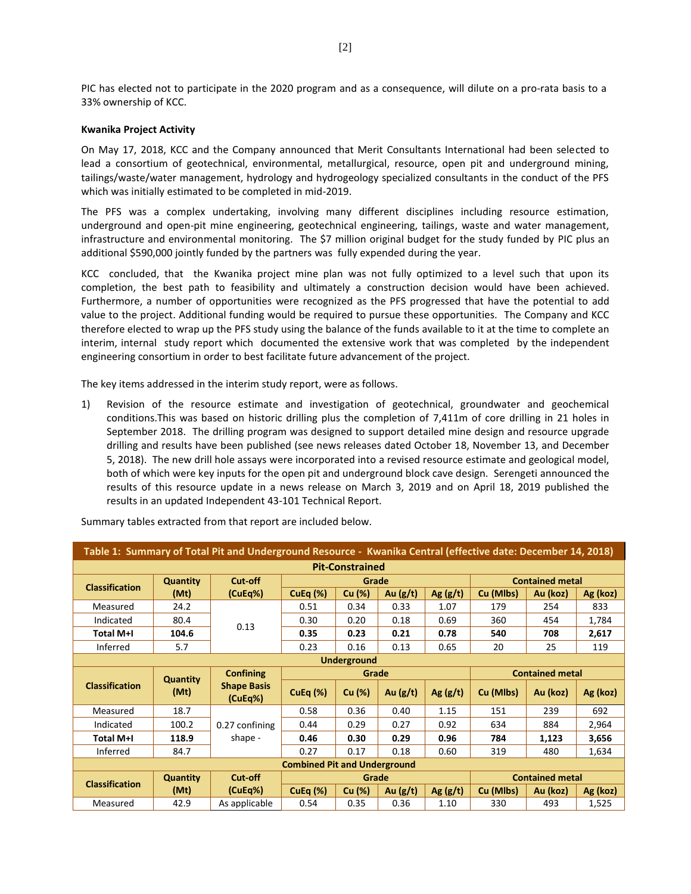PIC has elected not to participate in the 2020 program and as a consequence, will dilute on a pro-rata basis to a 33% ownership of KCC.

**Kwanika Project Activity**

On May 17, 2018, KCC and the Company announced that Merit Consultants International had been selected to lead a consortium of geotechnical, environmental, metallurgical, resource, open pit and underground mining, tailings/waste/water management, hydrology and hydrogeology specialized consultants in the conduct of the PFS which was initially estimated to be completed in mid-2019.

The PFS was a complex undertaking, involving many different disciplines including resource estimation, underground and open-pit mine engineering, geotechnical engineering, tailings, waste and water management, infrastructure and environmental monitoring. The $7 million original budget for the study funded by PIC plus an additional $590,000 jointly funded by the partners was fully expended during the year.

KCC concluded, that the Kwanika project mine plan was not fully optimized to a level such that upon its completion, the best path to feasibility and ultimately a construction decision would have been achieved. Furthermore, a number of opportunities were recognized as the PFS progressed that have the potential to add value to the project. Additional funding would be required to pursue these opportunities. The Company and KCC therefore elected to wrap up the PFS study using the balance of the funds available to it at the time to complete an interim, internal study report which documented the extensive work that was completed by the independent engineering consortium in order to best facilitate future advancement of the project.

The key items addressed in the interim study report, were as follows.

1) Revision of the resource estimate and investigation of geotechnical, groundwater and geochemical conditions.This was based on historic drilling plus the completion of 7,411m of core drilling in 21 holes in September 2018. The drilling program was designed to support detailed mine design and resource upgrade drilling and results have been published (see news releases dated October 18, November 13, and December 5, 2018). The new drill hole assays were incorporated into a revised resource estimate and geological model, both of which were key inputs for the open pit and underground block cave design. Serengeti announced the results of this resource update in a news release on March 3, 2019 and on April 18, 2019 published the results in an updated Independent 43-101 Technical Report.

Summary tables extracted from that report are included below.

| Table 1: Summary of Total Pit and Underground Resource - Kwanika Central (effective date: December 14, 2018) | | | | | | | | | |
|---|---|---|---|---|---|---|---|---|---|
| **Pit-Constrained** | | | | | | | | | |
| **Classification** | **Quantity (Mt)** | **Cut-off (CuEq%)** | **Grade** | | | | **Contained metal** | | |
| | | | **CuEq (%)** | **Cu (%)** | **Au (g/t)** | **Ag (g/t)** | **Cu (Mlbs)** | **Au (koz)** | **Ag (koz)** |
| Measured | 24.2 | 0.13 | 0.51 | 0.34 | 0.33 | 1.07 | 179 | 254 | 833 |
| Indicated | 80.4 | | 0.30 | 0.20 | 0.18 | 0.69 | 360 | 454 | 1,784 |
| **Total M+I** | **104.6** | | **0.35** | **0.23** | **0.21** | **0.78** | **540** | **708** | **2,617** |
| Inferred | 5.7 | | 0.23 | 0.16 | 0.13 | 0.65 | 20 | 25 | 119 |
| **Underground** | | | | | | | | | |
| **Classification** | **Quantity (Mt)** | **Confining Shape Basis (CuEq%)** | **Grade** | | | | **Contained metal** | | |
| | | | **CuEq (%)** | **Cu (%)** | **Au (g/t)** | **Ag (g/t)** | **Cu (Mlbs)** | **Au (koz)** | **Ag (koz)** |
| Measured | 18.7 | 0.27 confining shape - | 0.58 | 0.36 | 0.40 | 1.15 | 151 | 239 | 692 |
| Indicated | 100.2 | | 0.44 | 0.29 | 0.27 | 0.92 | 634 | 884 | 2,964 |
| **Total M+I** | **118.9** | | **0.46** | **0.30** | **0.29** | **0.96** | **784** | **1,123** | **3,656** |
| Inferred | 84.7 | | 0.27 | 0.17 | 0.18 | 0.60 | 319 | 480 | 1,634 |
| **Combined Pit and Underground** | | | | | | | | | |
| **Classification** | **Quantity (Mt)** | **Cut-off (CuEq%)** | **Grade** | | | | **Contained metal** | | |
| | | | **CuEq (%)** | **Cu (%)** | **Au (g/t)** | **Ag (g/t)** | **Cu (Mlbs)** | **Au (koz)** | **Ag (koz)** |
| Measured | 42.9 | As applicable | 0.54 | 0.35 | 0.36 | 1.10 | 330 | 493 | 1,525 |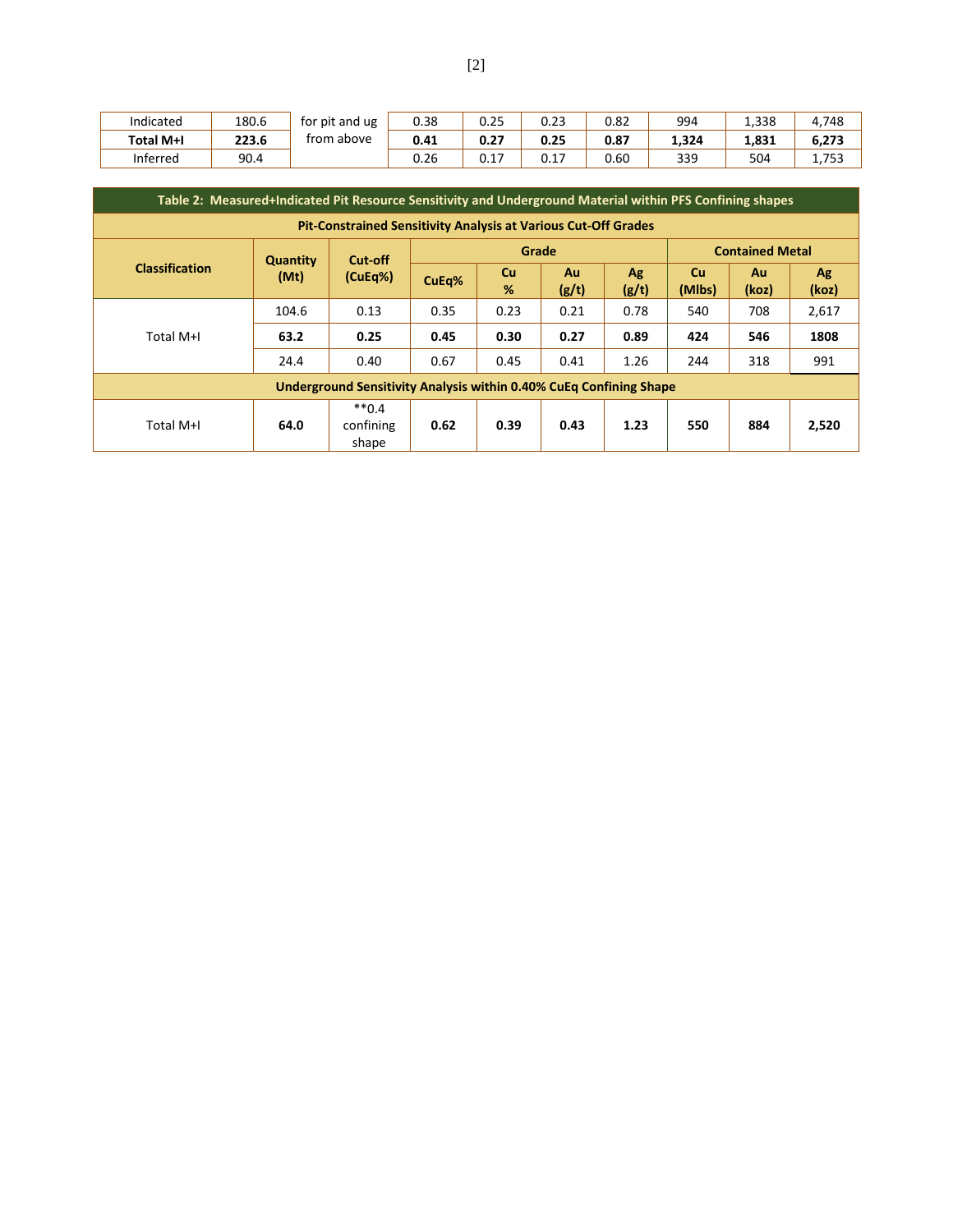| Indicated | 180.6 | for pit and ug from above | 0.38 | 0.25 | 0.23 | 0.82 | 994 | 1,338 | 4,748 |
|---|---|---|---|---|---|---|---|---|---|
| **Total M+I** | **223.6** | | **0.41** | **0.27** | **0.25** | **0.87** | **1,324** | **1,831** | **6,273** |
| Inferred | 90.4 | | 0.26 | 0.17 | 0.17 | 0.60 | 339 | 504 | 1,753 |

| **Table 2: Measured+Indicated Pit Resource Sensitivity and Underground Material within PFS Confining shapes** | | | | | | | | | |
|---|---|---|---|---|---|---|---|---|---|
| **Pit-Constrained Sensitivity Analysis at Various Cut-Off Grades** | | | | | | | | | |
| **Classification** | **Quantity (Mt)** | **Cut-off (CuEq%)** | **Grade** | | | | **Contained Metal** | | |
| | | | **CuEq%** | **Cu %** | **Au (g/t)** | **Ag (g/t)** | **Cu (Mlbs)** | **Au (koz)** | **Ag (koz)** |
| Total M+I | 104.6 | 0.13 | 0.35 | 0.23 | 0.21 | 0.78 | 540 | 708 | 2,617 |
| | **63.2** | **0.25** | **0.45** | **0.30** | **0.27** | **0.89** | **424** | **546** | **1808** |
| | 24.4 | 0.40 | 0.67 | 0.45 | 0.41 | 1.26 | 244 | 318 | 991 |
| **Underground Sensitivity Analysis within 0.40% CuEq Confining Shape** | | | | | | | | | |
| Total M+I | **64.0** | **0.4 confining shape | **0.62** | **0.39** | **0.43** | **1.23** | **550** | **884** | **2,520** |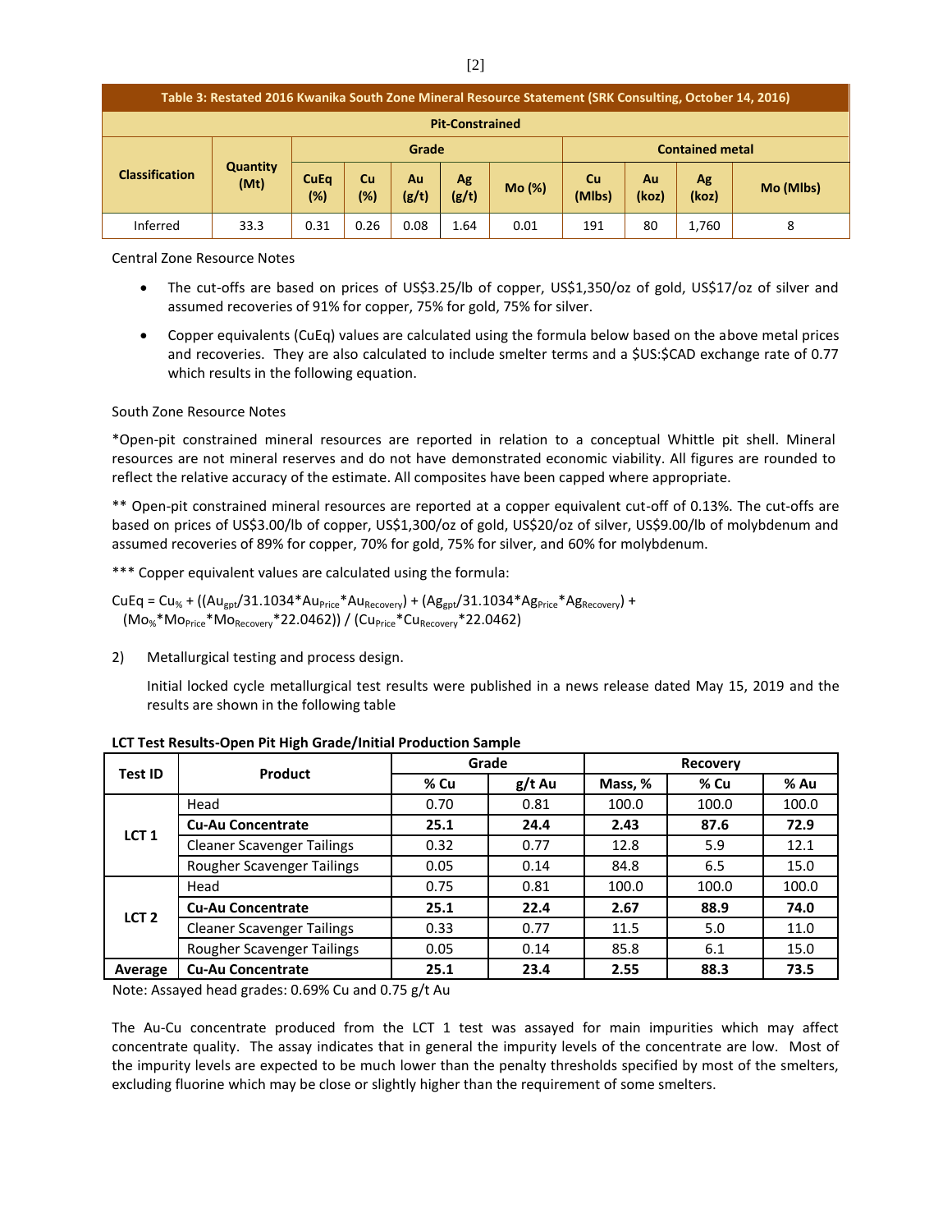| Table 3: Restated 2016 Kwanika South Zone Mineral Resource Statement (SRK Consulting, October 14, 2016) | | | | | | | | | | |
|---|---|---|---|---|---|---|---|---|---|---|
| Pit-Constrained | | | | | | | | | | |
| Classification | Quantity (Mt) | Grade | | | | | Contained metal | | | |
| | | CuEq (%) | Cu (%) | Au (g/t) | Ag (g/t) | Mo (%) | Cu (Mlbs) | Au (koz) | Ag (koz) | Mo (Mlbs) |
| Inferred | 33.3 | 0.31 | 0.26 | 0.08 | 1.64 | 0.01 | 191 | 80 | 1,760 | 8 |

Central Zone Resource Notes

- The cut-offs are based on prices of US$3.25/lb of copper, US$1,350/oz of gold, US$17/oz of silver and assumed recoveries of 91% for copper, 75% for gold, 75% for silver.
- Copper equivalents (CuEq) values are calculated using the formula below based on the above metal prices and recoveries. They are also calculated to include smelter terms and a $US:$CAD exchange rate of 0.77 which results in the following equation.

South Zone Resource Notes

*Open-pit constrained mineral resources are reported in relation to a conceptual Whittle pit shell. Mineral resources are not mineral reserves and do not have demonstrated economic viability. All figures are rounded to reflect the relative accuracy of the estimate. All composites have been capped where appropriate.

** Open-pit constrained mineral resources are reported at a copper equivalent cut-off of 0.13%. The cut-offs are based on prices of US$3.00/lb of copper, US$1,300/oz of gold, US$20/oz of silver, US$9.00/lb of molybdenum and assumed recoveries of 89% for copper, 70% for gold, 75% for silver, and 60% for molybdenum.

*** Copper equivalent values are calculated using the formula:

$$CuEq = Cu_{\%} + ((Au_{gpt}/31.1034*Au_{Price}*Au_{Recovery}) + (Ag_{gpt}/31.1034*Ag_{Price}*Ag_{Recovery}) + (Mo_{\%}*Mo_{Price}*Mo_{Recovery}*22.0462)) / (Cu_{Price}*Cu_{Recovery}*22.0462)$$

2) Metallurgical testing and process design.

Initial locked cycle metallurgical test results were published in a news release dated May 15, 2019 and the results are shown in the following table

**LCT Test Results-Open Pit High Grade/Initial Production Sample**

| Test ID | Product | Grade | | Recovery | | |
|---|---|---|---|---|---|---|
| | | % Cu | g/t Au | Mass, % | % Cu | % Au |
| LCT 1 | Head | 0.70 | 0.81 | 100.0 | 100.0 | 100.0 |
| | **Cu-Au Concentrate** | **25.1** | **24.4** | **2.43** | **87.6** | **72.9** |
| | Cleaner Scavenger Tailings | 0.32 | 0.77 | 12.8 | 5.9 | 12.1 |
| | Rougher Scavenger Tailings | 0.05 | 0.14 | 84.8 | 6.5 | 15.0 |
| LCT 2 | Head | 0.75 | 0.81 | 100.0 | 100.0 | 100.0 |
| | **Cu-Au Concentrate** | **25.1** | **22.4** | **2.67** | **88.9** | **74.0** |
| | Cleaner Scavenger Tailings | 0.33 | 0.77 | 11.5 | 5.0 | 11.0 |
| | Rougher Scavenger Tailings | 0.05 | 0.14 | 85.8 | 6.1 | 15.0 |
| **Average** | **Cu-Au Concentrate** | **25.1** | **23.4** | **2.55** | **88.3** | **73.5** |

Note: Assayed head grades: 0.69% Cu and 0.75 g/t Au

The Au-Cu concentrate produced from the LCT 1 test was assayed for main impurities which may affect concentrate quality. The assay indicates that in general the impurity levels of the concentrate are low. Most of the impurity levels are expected to be much lower than the penalty thresholds specified by most of the smelters, excluding fluorine which may be close or slightly higher than the requirement of some smelters.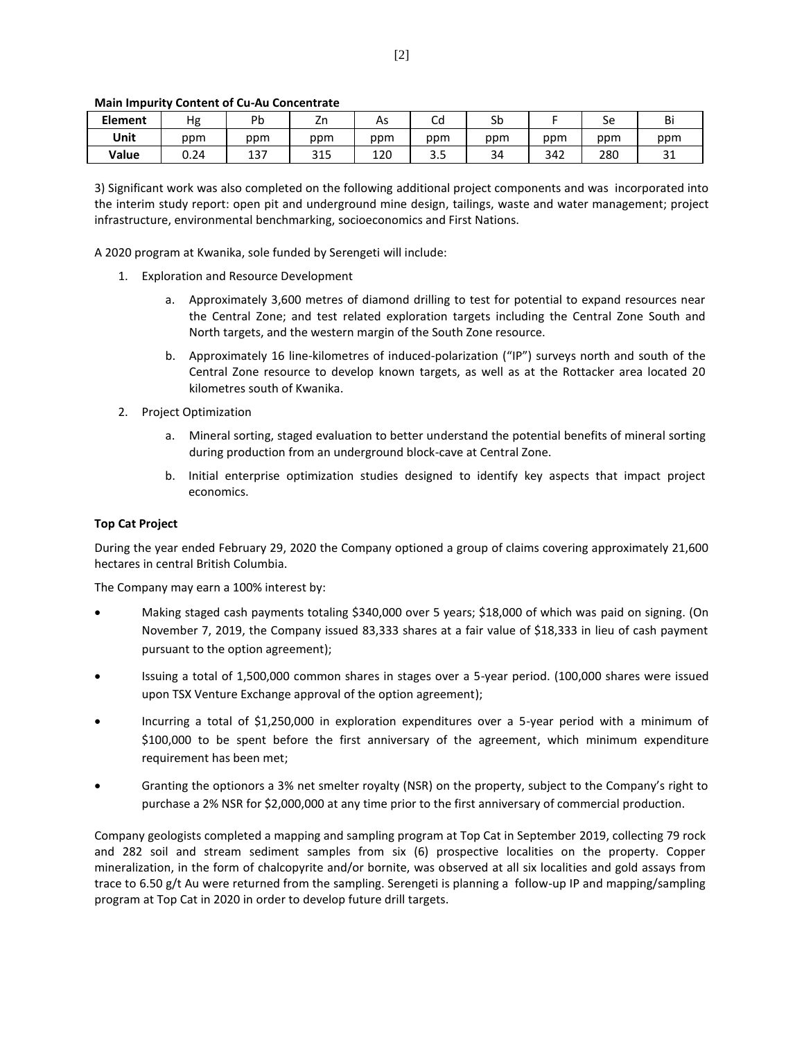**Main Impurity Content of Cu-Au Concentrate**

| Element | Hg | Pb | Zn | As | Cd | Sb | F | Se | Bi |
|---|---|---|---|---|---|---|---|---|---|
| Unit | ppm | ppm | ppm | ppm | ppm | ppm | ppm | ppm | ppm |
| Value | 0.24 | 137 | 315 | 120 | 3.5 | 34 | 342 | 280 | 31 |

3) Significant work was also completed on the following additional project components and was incorporated into the interim study report: open pit and underground mine design, tailings, waste and water management; project infrastructure, environmental benchmarking, socioeconomics and First Nations.

A 2020 program at Kwanika, sole funded by Serengeti will include:

1. Exploration and Resource Development
   a. Approximately 3,600 metres of diamond drilling to test for potential to expand resources near the Central Zone; and test related exploration targets including the Central Zone South and North targets, and the western margin of the South Zone resource.
   b. Approximately 16 line-kilometres of induced-polarization ("IP") surveys north and south of the Central Zone resource to develop known targets, as well as at the Rottacker area located 20 kilometres south of Kwanika.
2. Project Optimization
   a. Mineral sorting, staged evaluation to better understand the potential benefits of mineral sorting during production from an underground block-cave at Central Zone.
   b. Initial enterprise optimization studies designed to identify key aspects that impact project economics.

**Top Cat Project**

During the year ended February 29, 2020 the Company optioned a group of claims covering approximately 21,600 hectares in central British Columbia.

The Company may earn a 100% interest by:

- Making staged cash payments totaling $340,000 over 5 years; $18,000 of which was paid on signing. (On November 7, 2019, the Company issued 83,333 shares at a fair value of $18,333 in lieu of cash payment pursuant to the option agreement);
- Issuing a total of 1,500,000 common shares in stages over a 5-year period. (100,000 shares were issued upon TSX Venture Exchange approval of the option agreement);
- Incurring a total of $1,250,000 in exploration expenditures over a 5-year period with a minimum of $100,000 to be spent before the first anniversary of the agreement, which minimum expenditure requirement has been met;
- Granting the optionors a 3% net smelter royalty (NSR) on the property, subject to the Company's right to purchase a 2% NSR for $2,000,000 at any time prior to the first anniversary of commercial production.

Company geologists completed a mapping and sampling program at Top Cat in September 2019, collecting 79 rock and 282 soil and stream sediment samples from six (6) prospective localities on the property. Copper mineralization, in the form of chalcopyrite and/or bornite, was observed at all six localities and gold assays from trace to 6.50 g/t Au were returned from the sampling. Serengeti is planning a follow-up IP and mapping/sampling program at Top Cat in 2020 in order to develop future drill targets.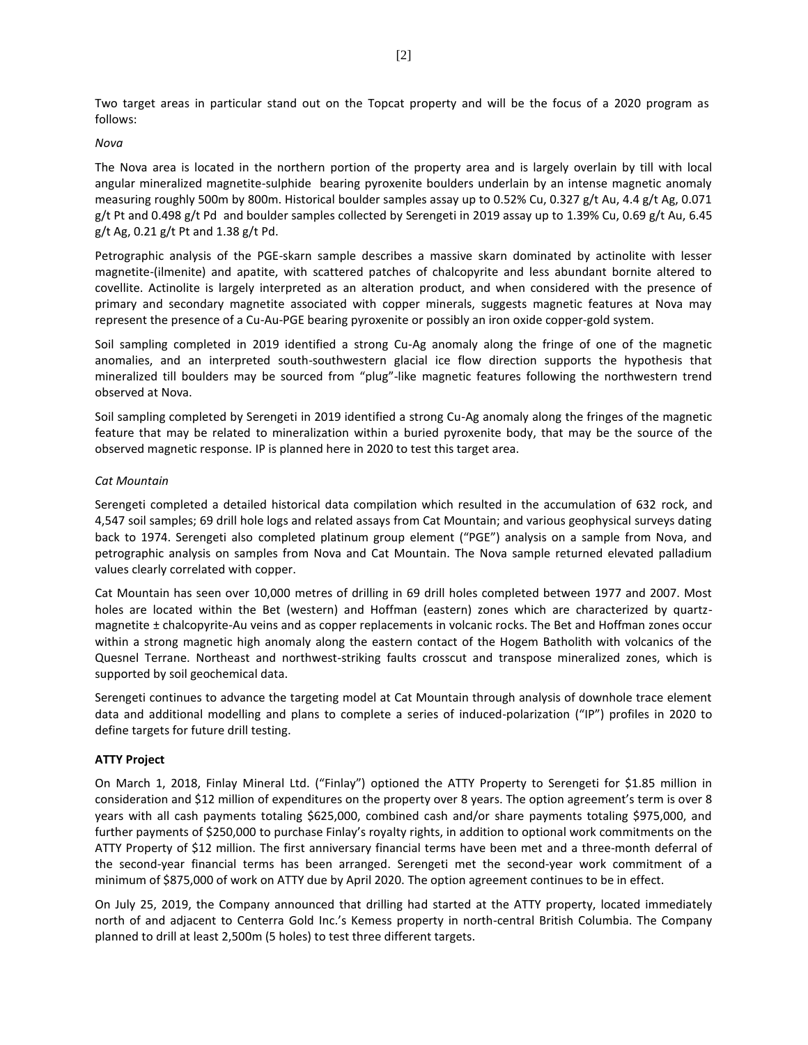Two target areas in particular stand out on the Topcat property and will be the focus of a 2020 program as follows:

*Nova*

The Nova area is located in the northern portion of the property area and is largely overlain by till with local angular mineralized magnetite-sulphide bearing pyroxenite boulders underlain by an intense magnetic anomaly measuring roughly 500m by 800m. Historical boulder samples assay up to 0.52% Cu, 0.327 g/t Au, 4.4 g/t Ag, 0.071 g/t Pt and 0.498 g/t Pd and boulder samples collected by Serengeti in 2019 assay up to 1.39% Cu, 0.69 g/t Au, 6.45 g/t Ag, 0.21 g/t Pt and 1.38 g/t Pd.

Petrographic analysis of the PGE-skarn sample describes a massive skarn dominated by actinolite with lesser magnetite-(ilmenite) and apatite, with scattered patches of chalcopyrite and less abundant bornite altered to covellite. Actinolite is largely interpreted as an alteration product, and when considered with the presence of primary and secondary magnetite associated with copper minerals, suggests magnetic features at Nova may represent the presence of a Cu-Au-PGE bearing pyroxenite or possibly an iron oxide copper-gold system.

Soil sampling completed in 2019 identified a strong Cu-Ag anomaly along the fringe of one of the magnetic anomalies, and an interpreted south-southwestern glacial ice flow direction supports the hypothesis that mineralized till boulders may be sourced from "plug"-like magnetic features following the northwestern trend observed at Nova.

Soil sampling completed by Serengeti in 2019 identified a strong Cu-Ag anomaly along the fringes of the magnetic feature that may be related to mineralization within a buried pyroxenite body, that may be the source of the observed magnetic response. IP is planned here in 2020 to test this target area.

*Cat Mountain*

Serengeti completed a detailed historical data compilation which resulted in the accumulation of 632 rock, and 4,547 soil samples; 69 drill hole logs and related assays from Cat Mountain; and various geophysical surveys dating back to 1974. Serengeti also completed platinum group element ("PGE") analysis on a sample from Nova, and petrographic analysis on samples from Nova and Cat Mountain. The Nova sample returned elevated palladium values clearly correlated with copper.

Cat Mountain has seen over 10,000 metres of drilling in 69 drill holes completed between 1977 and 2007. Most holes are located within the Bet (western) and Hoffman (eastern) zones which are characterized by quartz-magnetite ± chalcopyrite-Au veins and as copper replacements in volcanic rocks. The Bet and Hoffman zones occur within a strong magnetic high anomaly along the eastern contact of the Hogem Batholith with volcanics of the Quesnel Terrane. Northeast and northwest-striking faults crosscut and transpose mineralized zones, which is supported by soil geochemical data.

Serengeti continues to advance the targeting model at Cat Mountain through analysis of downhole trace element data and additional modelling and plans to complete a series of induced-polarization ("IP") profiles in 2020 to define targets for future drill testing.

**ATTY Project**

On March 1, 2018, Finlay Mineral Ltd. ("Finlay") optioned the ATTY Property to Serengeti for $1.85 million in consideration and $12 million of expenditures on the property over 8 years. The option agreement's term is over 8 years with all cash payments totaling $625,000, combined cash and/or share payments totaling $975,000, and further payments of $250,000 to purchase Finlay's royalty rights, in addition to optional work commitments on the ATTY Property of $12 million. The first anniversary financial terms have been met and a three-month deferral of the second-year financial terms has been arranged. Serengeti met the second-year work commitment of a minimum of $875,000 of work on ATTY due by April 2020. The option agreement continues to be in effect.

On July 25, 2019, the Company announced that drilling had started at the ATTY property, located immediately north of and adjacent to Centerra Gold Inc.'s Kemess property in north-central British Columbia. The Company planned to drill at least 2,500m (5 holes) to test three different targets.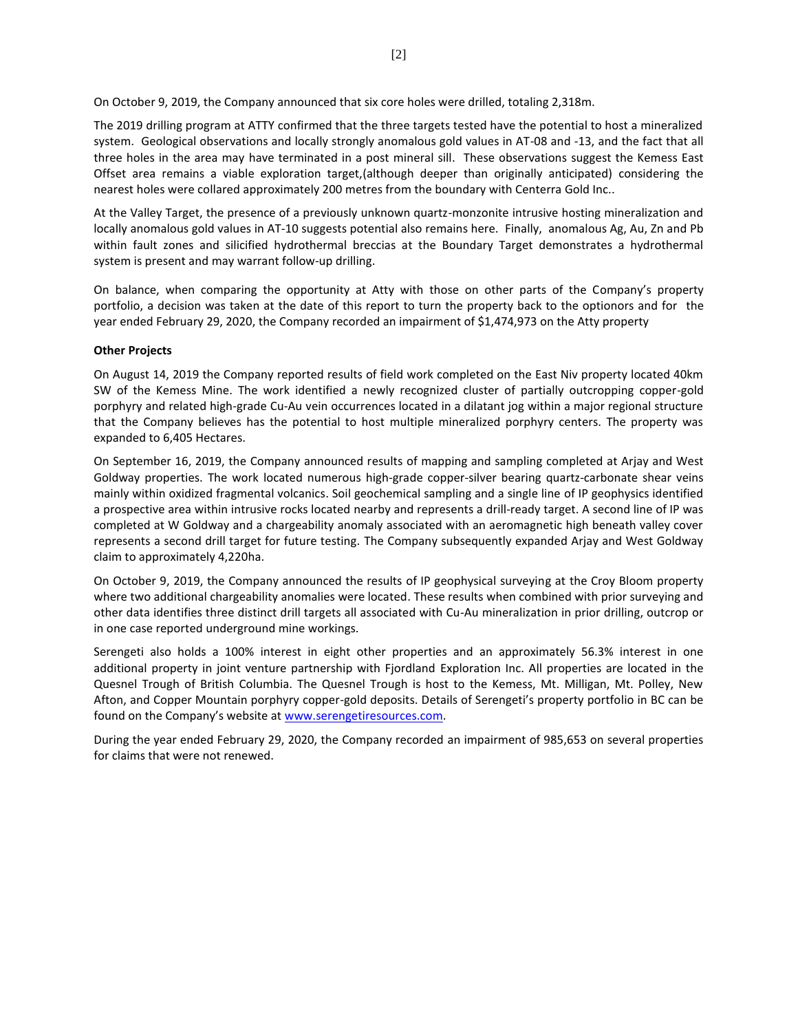On October 9, 2019, the Company announced that six core holes were drilled, totaling 2,318m.

The 2019 drilling program at ATTY confirmed that the three targets tested have the potential to host a mineralized system. Geological observations and locally strongly anomalous gold values in AT-08 and -13, and the fact that all three holes in the area may have terminated in a post mineral sill. These observations suggest the Kemess East Offset area remains a viable exploration target,(although deeper than originally anticipated) considering the nearest holes were collared approximately 200 metres from the boundary with Centerra Gold Inc..

At the Valley Target, the presence of a previously unknown quartz-monzonite intrusive hosting mineralization and locally anomalous gold values in AT-10 suggests potential also remains here. Finally, anomalous Ag, Au, Zn and Pb within fault zones and silicified hydrothermal breccias at the Boundary Target demonstrates a hydrothermal system is present and may warrant follow-up drilling.

On balance, when comparing the opportunity at Atty with those on other parts of the Company's property portfolio, a decision was taken at the date of this report to turn the property back to the optionors and for the year ended February 29, 2020, the Company recorded an impairment of $1,474,973 on the Atty property

**Other Projects**

On August 14, 2019 the Company reported results of field work completed on the East Niv property located 40km SW of the Kemess Mine. The work identified a newly recognized cluster of partially outcropping copper-gold porphyry and related high-grade Cu-Au vein occurrences located in a dilatant jog within a major regional structure that the Company believes has the potential to host multiple mineralized porphyry centers. The property was expanded to 6,405 Hectares.

On September 16, 2019, the Company announced results of mapping and sampling completed at Arjay and West Goldway properties. The work located numerous high-grade copper-silver bearing quartz-carbonate shear veins mainly within oxidized fragmental volcanics. Soil geochemical sampling and a single line of IP geophysics identified a prospective area within intrusive rocks located nearby and represents a drill-ready target. A second line of IP was completed at W Goldway and a chargeability anomaly associated with an aeromagnetic high beneath valley cover represents a second drill target for future testing. The Company subsequently expanded Arjay and West Goldway claim to approximately 4,220ha.

On October 9, 2019, the Company announced the results of IP geophysical surveying at the Croy Bloom property where two additional chargeability anomalies were located. These results when combined with prior surveying and other data identifies three distinct drill targets all associated with Cu-Au mineralization in prior drilling, outcrop or in one case reported underground mine workings.

Serengeti also holds a 100% interest in eight other properties and an approximately 56.3% interest in one additional property in joint venture partnership with Fjordland Exploration Inc. All properties are located in the Quesnel Trough of British Columbia. The Quesnel Trough is host to the Kemess, Mt. Milligan, Mt. Polley, New Afton, and Copper Mountain porphyry copper-gold deposits. Details of Serengeti's property portfolio in BC can be found on the Company's website at www.serengetiresources.com.

During the year ended February 29, 2020, the Company recorded an impairment of 985,653 on several properties for claims that were not renewed.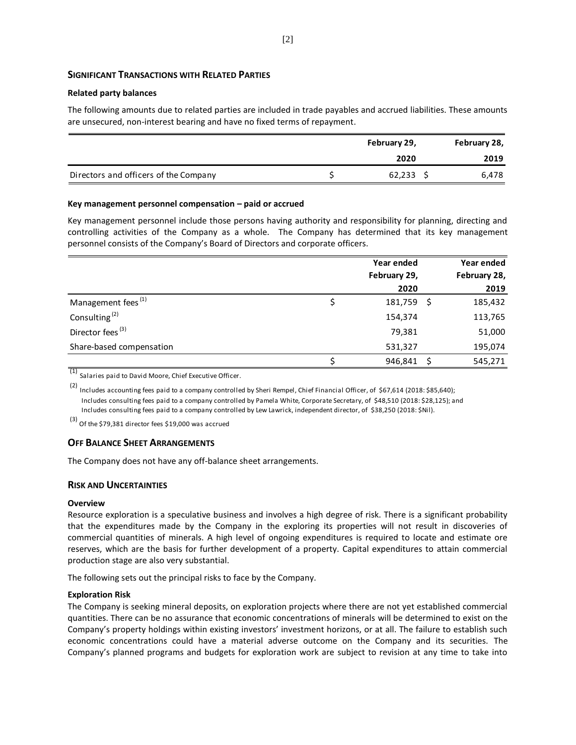## SIGNIFICANT TRANSACTIONS WITH RELATED PARTIES

**Related party balances**

The following amounts due to related parties are included in trade payables and accrued liabilities. These amounts are unsecured, non-interest bearing and have no fixed terms of repayment.

| | February 29, 2020 | February 28, 2019 |
|---|---|---|
| Directors and officers of the Company | $ 62,233 | $ 6,478 |

**Key management personnel compensation – paid or accrued**

Key management personnel include those persons having authority and responsibility for planning, directing and controlling activities of the Company as a whole. The Company has determined that its key management personnel consists of the Company's Board of Directors and corporate officers.

| | Year ended February 29, 2020 | Year ended February 28, 2019 |
|---|---|---|
| Management fees [(1)] | $ 181,759 | $ 185,432 |
| Consulting [(2)] | 154,374 | 113,765 |
| Director fees [(3)] | 79,381 | 51,000 |
| Share-based compensation | 531,327 | 195,074 |
| | $ 946,841 | $ 545,271 |

(1) Salaries paid to David Moore, Chief Executive Officer.

(2) Includes accounting fees paid to a company controlled by Sheri Rempel, Chief Financial Officer, of $67,614 (2018: $85,640); Includes consulting fees paid to a company controlled by Pamela White, Corporate Secretary, of $48,510 (2018: $28,125); and Includes consulting fees paid to a company controlled by Lew Lawrick, independent director, of $38,250 (2018: $Nil).

(3) Of the $79,381 director fees $19,000 was accrued

## OFF BALANCE SHEET ARRANGEMENTS

The Company does not have any off-balance sheet arrangements.

## RISK AND UNCERTAINTIES

**Overview**

Resource exploration is a speculative business and involves a high degree of risk. There is a significant probability that the expenditures made by the Company in the exploring its properties will not result in discoveries of commercial quantities of minerals. A high level of ongoing expenditures is required to locate and estimate ore reserves, which are the basis for further development of a property. Capital expenditures to attain commercial production stage are also very substantial.

The following sets out the principal risks to face by the Company.

**Exploration Risk**

The Company is seeking mineral deposits, on exploration projects where there are not yet established commercial quantities. There can be no assurance that economic concentrations of minerals will be determined to exist on the Company's property holdings within existing investors' investment horizons, or at all. The failure to establish such economic concentrations could have a material adverse outcome on the Company and its securities. The Company's planned programs and budgets for exploration work are subject to revision at any time to take into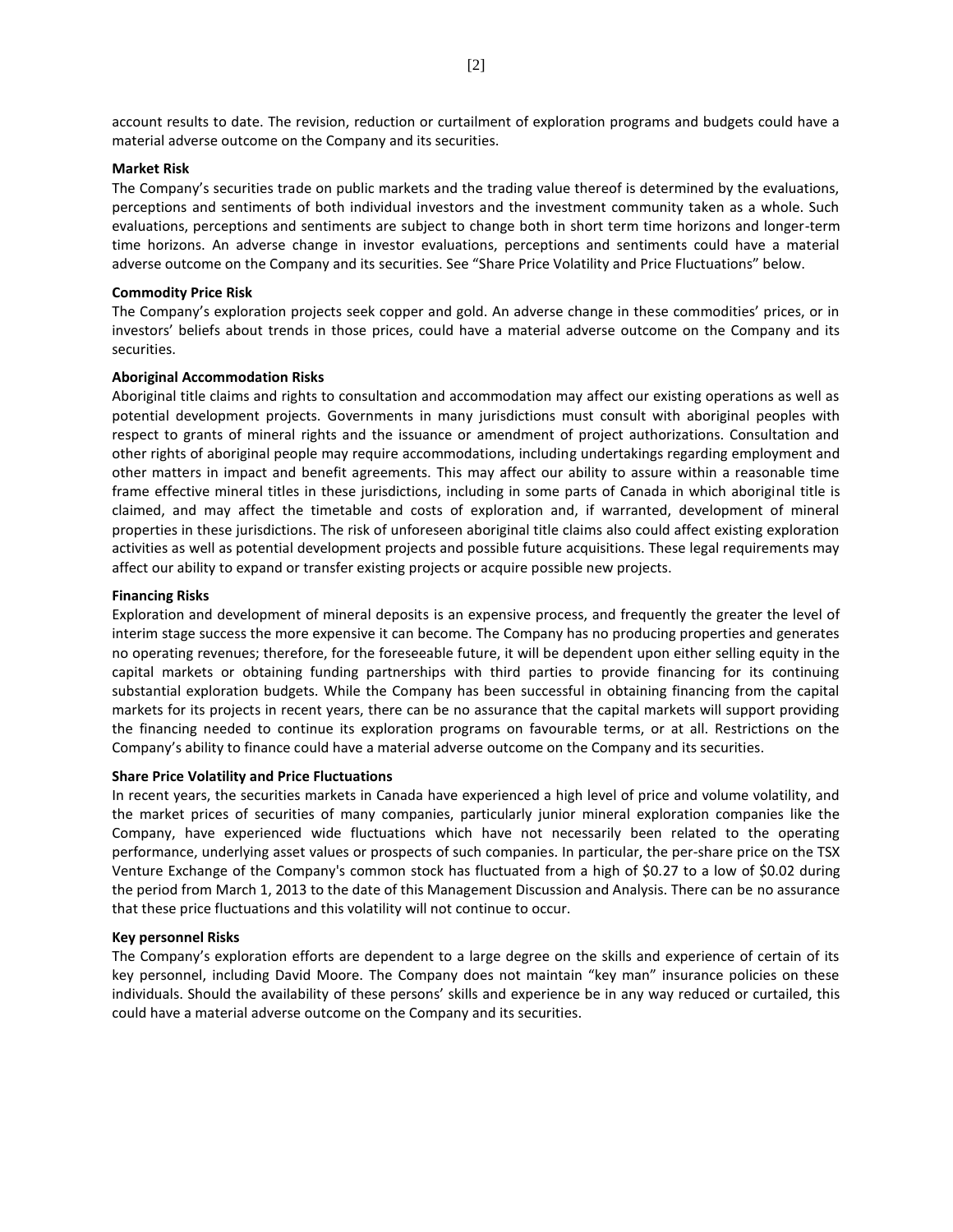account results to date. The revision, reduction or curtailment of exploration programs and budgets could have a material adverse outcome on the Company and its securities.

**Market Risk**

The Company's securities trade on public markets and the trading value thereof is determined by the evaluations, perceptions and sentiments of both individual investors and the investment community taken as a whole. Such evaluations, perceptions and sentiments are subject to change both in short term time horizons and longer-term time horizons. An adverse change in investor evaluations, perceptions and sentiments could have a material adverse outcome on the Company and its securities. See "Share Price Volatility and Price Fluctuations" below.

**Commodity Price Risk**

The Company's exploration projects seek copper and gold. An adverse change in these commodities' prices, or in investors' beliefs about trends in those prices, could have a material adverse outcome on the Company and its securities.

**Aboriginal Accommodation Risks**

Aboriginal title claims and rights to consultation and accommodation may affect our existing operations as well as potential development projects. Governments in many jurisdictions must consult with aboriginal peoples with respect to grants of mineral rights and the issuance or amendment of project authorizations. Consultation and other rights of aboriginal people may require accommodations, including undertakings regarding employment and other matters in impact and benefit agreements. This may affect our ability to assure within a reasonable time frame effective mineral titles in these jurisdictions, including in some parts of Canada in which aboriginal title is claimed, and may affect the timetable and costs of exploration and, if warranted, development of mineral properties in these jurisdictions. The risk of unforeseen aboriginal title claims also could affect existing exploration activities as well as potential development projects and possible future acquisitions. These legal requirements may affect our ability to expand or transfer existing projects or acquire possible new projects.

**Financing Risks**

Exploration and development of mineral deposits is an expensive process, and frequently the greater the level of interim stage success the more expensive it can become. The Company has no producing properties and generates no operating revenues; therefore, for the foreseeable future, it will be dependent upon either selling equity in the capital markets or obtaining funding partnerships with third parties to provide financing for its continuing substantial exploration budgets. While the Company has been successful in obtaining financing from the capital markets for its projects in recent years, there can be no assurance that the capital markets will support providing the financing needed to continue its exploration programs on favourable terms, or at all. Restrictions on the Company's ability to finance could have a material adverse outcome on the Company and its securities.

**Share Price Volatility and Price Fluctuations**

In recent years, the securities markets in Canada have experienced a high level of price and volume volatility, and the market prices of securities of many companies, particularly junior mineral exploration companies like the Company, have experienced wide fluctuations which have not necessarily been related to the operating performance, underlying asset values or prospects of such companies. In particular, the per-share price on the TSX Venture Exchange of the Company's common stock has fluctuated from a high of $0.27 to a low of $0.02 during the period from March 1, 2013 to the date of this Management Discussion and Analysis. There can be no assurance that these price fluctuations and this volatility will not continue to occur.

**Key personnel Risks**

The Company's exploration efforts are dependent to a large degree on the skills and experience of certain of its key personnel, including David Moore. The Company does not maintain "key man" insurance policies on these individuals. Should the availability of these persons' skills and experience be in any way reduced or curtailed, this could have a material adverse outcome on the Company and its securities.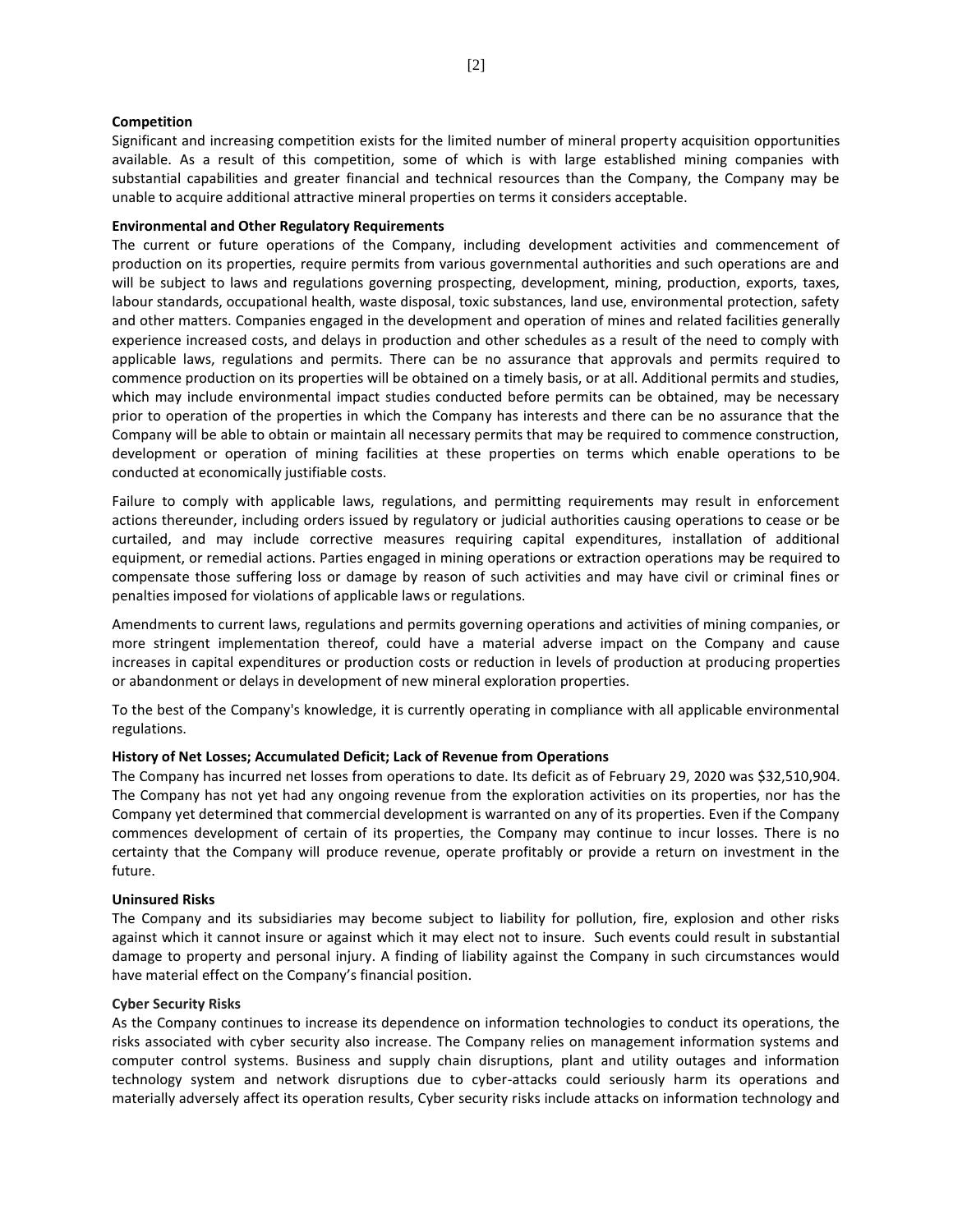**Competition**

Significant and increasing competition exists for the limited number of mineral property acquisition opportunities available. As a result of this competition, some of which is with large established mining companies with substantial capabilities and greater financial and technical resources than the Company, the Company may be unable to acquire additional attractive mineral properties on terms it considers acceptable.

**Environmental and Other Regulatory Requirements**

The current or future operations of the Company, including development activities and commencement of production on its properties, require permits from various governmental authorities and such operations are and will be subject to laws and regulations governing prospecting, development, mining, production, exports, taxes, labour standards, occupational health, waste disposal, toxic substances, land use, environmental protection, safety and other matters. Companies engaged in the development and operation of mines and related facilities generally experience increased costs, and delays in production and other schedules as a result of the need to comply with applicable laws, regulations and permits. There can be no assurance that approvals and permits required to commence production on its properties will be obtained on a timely basis, or at all. Additional permits and studies, which may include environmental impact studies conducted before permits can be obtained, may be necessary prior to operation of the properties in which the Company has interests and there can be no assurance that the Company will be able to obtain or maintain all necessary permits that may be required to commence construction, development or operation of mining facilities at these properties on terms which enable operations to be conducted at economically justifiable costs.

Failure to comply with applicable laws, regulations, and permitting requirements may result in enforcement actions thereunder, including orders issued by regulatory or judicial authorities causing operations to cease or be curtailed, and may include corrective measures requiring capital expenditures, installation of additional equipment, or remedial actions. Parties engaged in mining operations or extraction operations may be required to compensate those suffering loss or damage by reason of such activities and may have civil or criminal fines or penalties imposed for violations of applicable laws or regulations.

Amendments to current laws, regulations and permits governing operations and activities of mining companies, or more stringent implementation thereof, could have a material adverse impact on the Company and cause increases in capital expenditures or production costs or reduction in levels of production at producing properties or abandonment or delays in development of new mineral exploration properties.

To the best of the Company's knowledge, it is currently operating in compliance with all applicable environmental regulations.

**History of Net Losses; Accumulated Deficit; Lack of Revenue from Operations**

The Company has incurred net losses from operations to date. Its deficit as of February 29, 2020 was $32,510,904. The Company has not yet had any ongoing revenue from the exploration activities on its properties, nor has the Company yet determined that commercial development is warranted on any of its properties. Even if the Company commences development of certain of its properties, the Company may continue to incur losses. There is no certainty that the Company will produce revenue, operate profitably or provide a return on investment in the future.

**Uninsured Risks**

The Company and its subsidiaries may become subject to liability for pollution, fire, explosion and other risks against which it cannot insure or against which it may elect not to insure. Such events could result in substantial damage to property and personal injury. A finding of liability against the Company in such circumstances would have material effect on the Company's financial position.

**Cyber Security Risks**

As the Company continues to increase its dependence on information technologies to conduct its operations, the risks associated with cyber security also increase. The Company relies on management information systems and computer control systems. Business and supply chain disruptions, plant and utility outages and information technology system and network disruptions due to cyber-attacks could seriously harm its operations and materially adversely affect its operation results, Cyber security risks include attacks on information technology and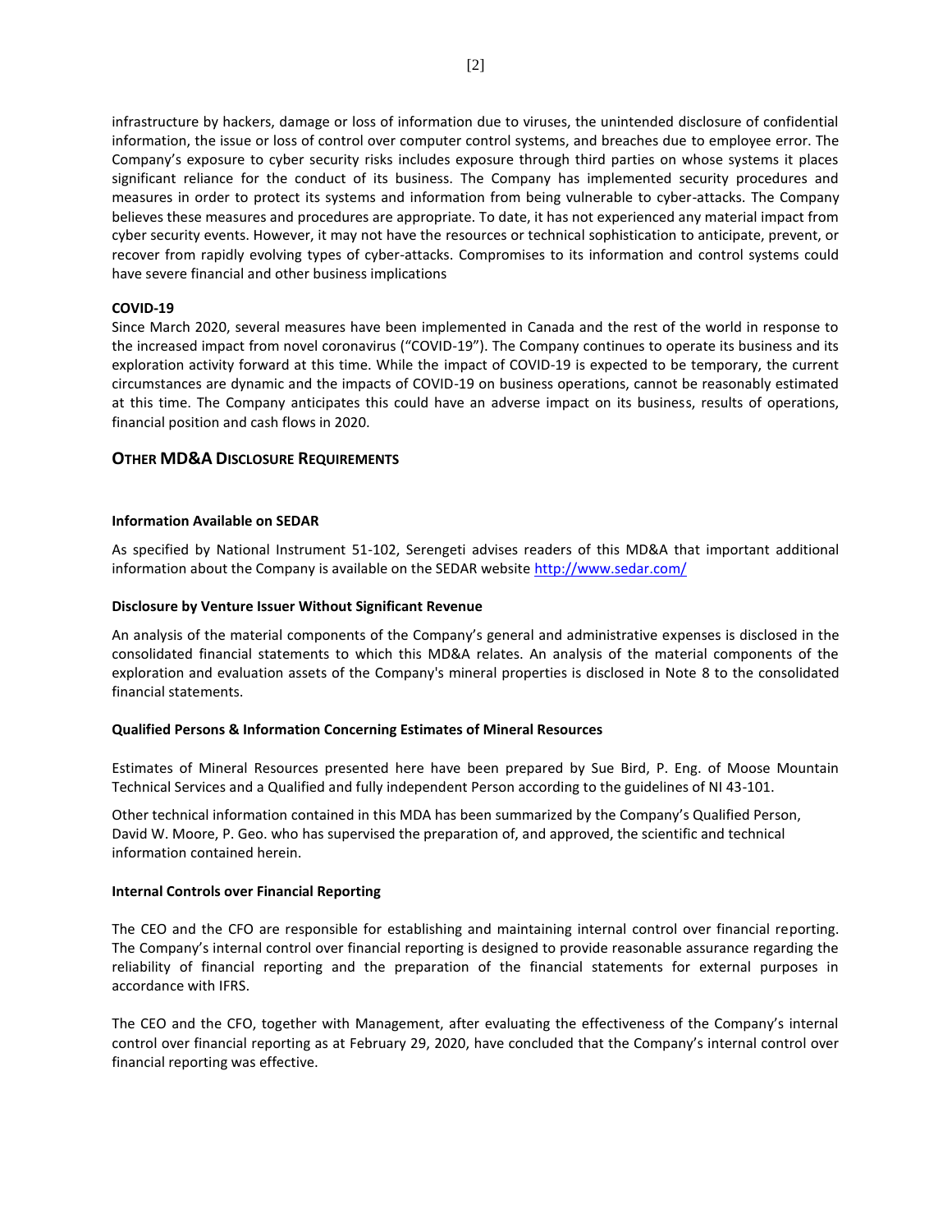infrastructure by hackers, damage or loss of information due to viruses, the unintended disclosure of confidential information, the issue or loss of control over computer control systems, and breaches due to employee error. The Company's exposure to cyber security risks includes exposure through third parties on whose systems it places significant reliance for the conduct of its business. The Company has implemented security procedures and measures in order to protect its systems and information from being vulnerable to cyber-attacks. The Company believes these measures and procedures are appropriate. To date, it has not experienced any material impact from cyber security events. However, it may not have the resources or technical sophistication to anticipate, prevent, or recover from rapidly evolving types of cyber-attacks. Compromises to its information and control systems could have severe financial and other business implications

**COVID-19**

Since March 2020, several measures have been implemented in Canada and the rest of the world in response to the increased impact from novel coronavirus ("COVID-19"). The Company continues to operate its business and its exploration activity forward at this time. While the impact of COVID-19 is expected to be temporary, the current circumstances are dynamic and the impacts of COVID-19 on business operations, cannot be reasonably estimated at this time. The Company anticipates this could have an adverse impact on its business, results of operations, financial position and cash flows in 2020.

## OTHER MD&A DISCLOSURE REQUIREMENTS

**Information Available on SEDAR**

As specified by National Instrument 51-102, Serengeti advises readers of this MD&A that important additional information about the Company is available on the SEDAR website http://www.sedar.com/

**Disclosure by Venture Issuer Without Significant Revenue**

An analysis of the material components of the Company's general and administrative expenses is disclosed in the consolidated financial statements to which this MD&A relates. An analysis of the material components of the exploration and evaluation assets of the Company's mineral properties is disclosed in Note 8 to the consolidated financial statements.

**Qualified Persons & Information Concerning Estimates of Mineral Resources**

Estimates of Mineral Resources presented here have been prepared by Sue Bird, P. Eng. of Moose Mountain Technical Services and a Qualified and fully independent Person according to the guidelines of NI 43-101.

Other technical information contained in this MDA has been summarized by the Company's Qualified Person, David W. Moore, P. Geo. who has supervised the preparation of, and approved, the scientific and technical information contained herein.

**Internal Controls over Financial Reporting**

The CEO and the CFO are responsible for establishing and maintaining internal control over financial reporting. The Company's internal control over financial reporting is designed to provide reasonable assurance regarding the reliability of financial reporting and the preparation of the financial statements for external purposes in accordance with IFRS.

The CEO and the CFO, together with Management, after evaluating the effectiveness of the Company's internal control over financial reporting as at February 29, 2020, have concluded that the Company's internal control over financial reporting was effective.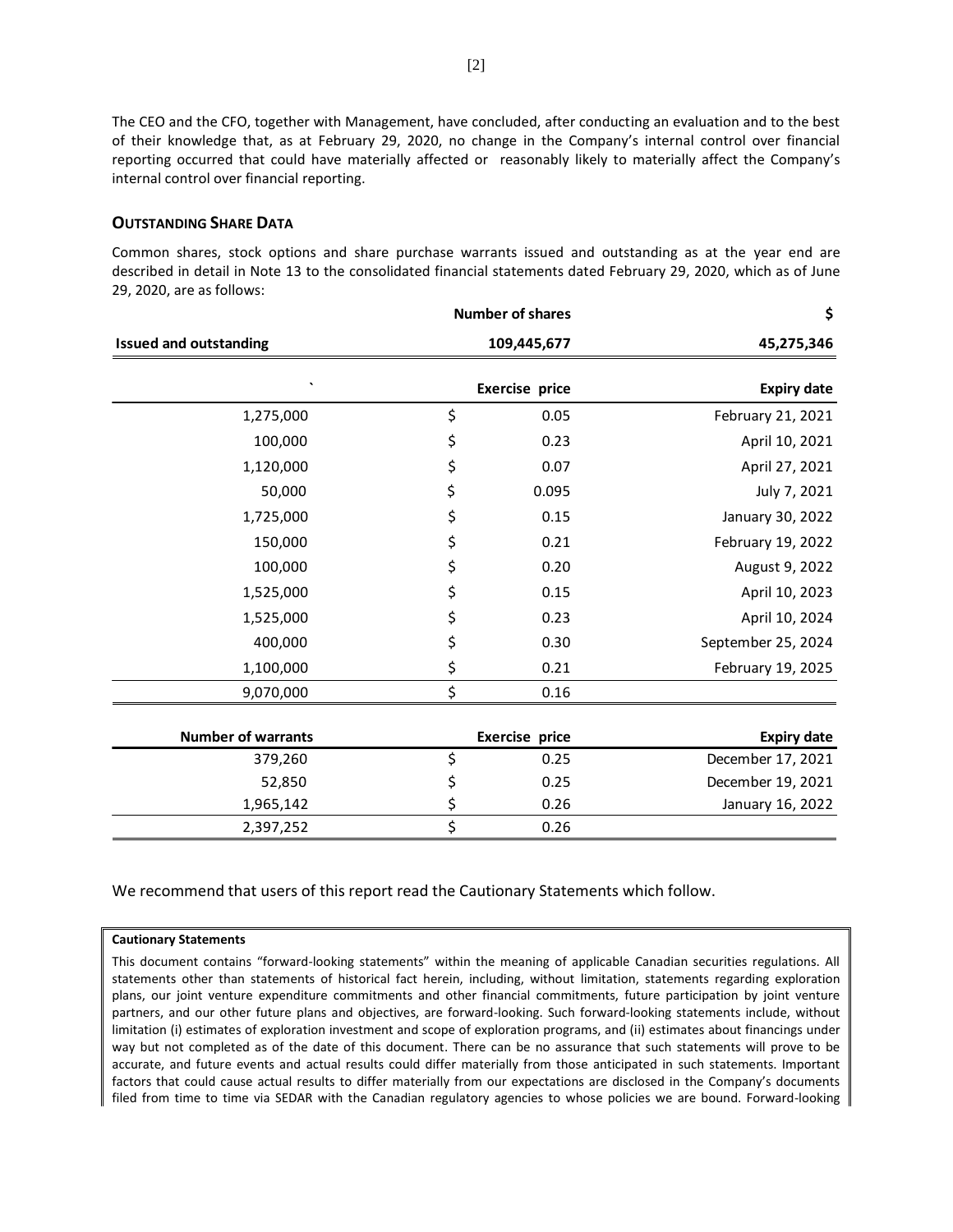The CEO and the CFO, together with Management, have concluded, after conducting an evaluation and to the best of their knowledge that, as at February 29, 2020, no change in the Company's internal control over financial reporting occurred that could have materially affected or reasonably likely to materially affect the Company's internal control over financial reporting.

## OUTSTANDING SHARE DATA

Common shares, stock options and share purchase warrants issued and outstanding as at the year end are described in detail in Note 13 to the consolidated financial statements dated February 29, 2020, which as of June 29, 2020, are as follows:

| | Number of shares | $ |
|---|---|---|
| **Issued and outstanding** | **109,445,677** | **45,275,346** |

| ` | Exercise price | Expiry date |
|---|---|---|
| 1,275,000 | $ 0.05 | February 21, 2021 |
| 100,000 | $ 0.23 | April 10, 2021 |
| 1,120,000 | $ 0.07 | April 27, 2021 |
| 50,000 | $ 0.095 | July 7, 2021 |
| 1,725,000 | $ 0.15 | January 30, 2022 |
| 150,000 | $ 0.21 | February 19, 2022 |
| 100,000 | $ 0.20 | August 9, 2022 |
| 1,525,000 | $ 0.15 | April 10, 2023 |
| 1,525,000 | $ 0.23 | April 10, 2024 |
| 400,000 | $ 0.30 | September 25, 2024 |
| 1,100,000 | $ 0.21 | February 19, 2025 |
| 9,070,000 | $ 0.16 | |

| Number of warrants | Exercise price | Expiry date |
|---|---|---|
| 379,260 | $ 0.25 | December 17, 2021 |
| 52,850 | $ 0.25 | December 19, 2021 |
| 1,965,142 | $ 0.26 | January 16, 2022 |
| 2,397,252 | $ 0.26 | |

We recommend that users of this report read the Cautionary Statements which follow.

**Cautionary Statements**

This document contains "forward-looking statements" within the meaning of applicable Canadian securities regulations. All statements other than statements of historical fact herein, including, without limitation, statements regarding exploration plans, our joint venture expenditure commitments and other financial commitments, future participation by joint venture partners, and our other future plans and objectives, are forward-looking. Such forward-looking statements include, without limitation (i) estimates of exploration investment and scope of exploration programs, and (ii) estimates about financings under way but not completed as of the date of this document. There can be no assurance that such statements will prove to be accurate, and future events and actual results could differ materially from those anticipated in such statements. Important factors that could cause actual results to differ materially from our expectations are disclosed in the Company's documents filed from time to time via SEDAR with the Canadian regulatory agencies to whose policies we are bound. Forward-looking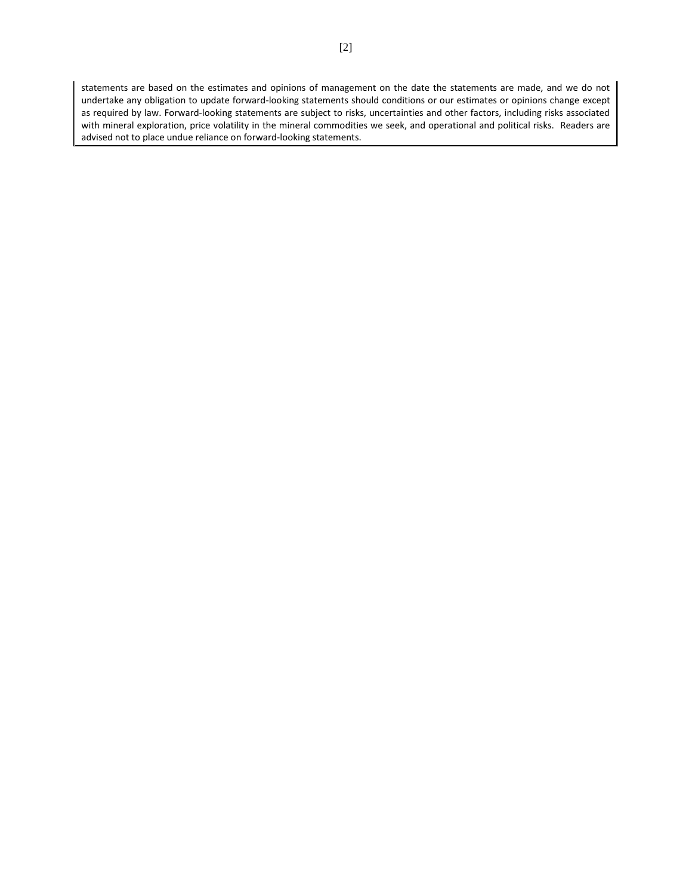statements are based on the estimates and opinions of management on the date the statements are made, and we do not undertake any obligation to update forward-looking statements should conditions or our estimates or opinions change except as required by law. Forward-looking statements are subject to risks, uncertainties and other factors, including risks associated with mineral exploration, price volatility in the mineral commodities we seek, and operational and political risks. Readers are advised not to place undue reliance on forward-looking statements.